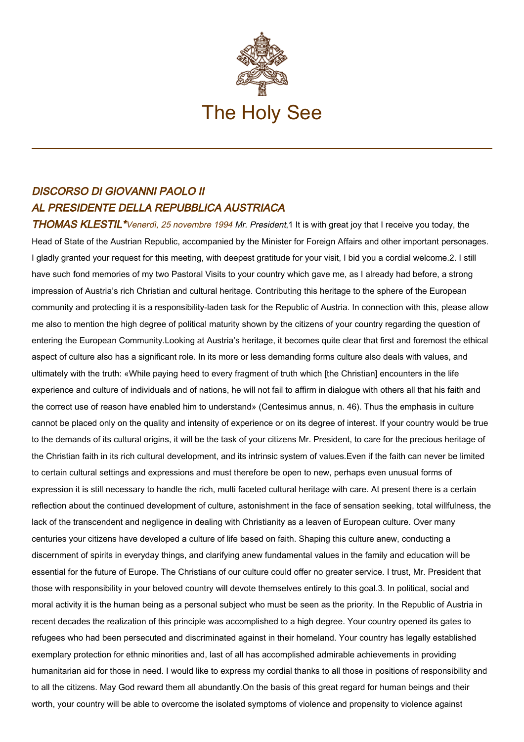# The Holy See

## *DISCORSO DI GIOVANNI PAOLO II AL PRESIDENTE DELLA REPUBBLICA AUSTRIACA THOMAS KLESTIL**

*Venerdì, 25 novembre 1994*

*Mr. President*,

1 It is with great joy that I receive you today, the Head of State of the Austrian Republic, accompanied by the Minister for Foreign Affairs and other important personages. I gladly granted your request for this meeting, with deepest gratitude for your visit, I bid you a cordial welcome.

2. I still have such fond memories of my two Pastoral Visits to your country which gave me, as I already had before, a strong impression of Austria's rich Christian and cultural heritage. Contributing this heritage to the sphere of the European community and protecting it is a responsibility-laden task for the Republic of Austria. In connection with this, please allow me also to mention the high degree of political maturity shown by the citizens of your country regarding the question of entering the European Community.

Looking at Austria's heritage, it becomes quite clear that first and foremost the ethical aspect of culture also has a significant role. In its more or less demanding forms culture also deals with values, and ultimately with the truth: «While paying heed to every fragment of truth which [the Christian] encounters in the life experience and culture of individuals and of nations, he will not fail to affirm in dialogue with others all that his faith and the correct use of reason have enabled him to understand» (Centesimus annus, n. 46). Thus the emphasis in culture cannot be placed only on the quality and intensity of experience or on its degree of interest. If your country would be true to the demands of its cultural origins, it will be the task of your citizens Mr. President, to care for the precious heritage of the Christian faith in its rich cultural development, and its intrinsic system of values.

Even if the faith can never be limited to certain cultural settings and expressions and must therefore be open to new, perhaps even unusual forms of expression it is still necessary to handle the rich, multi faceted cultural heritage with care. At present there is a certain reflection about the continued development of culture, astonishment in the face of sensation seeking, total willfulness, the lack of the transcendent and negligence in dealing with Christianity as a leaven of European culture. Over many centuries your citizens have developed a culture of life based on faith. Shaping this culture anew, conducting a discernment of spirits in everyday things, and clarifying anew fundamental values in the family and education will be essential for the future of Europe. The Christians of our culture could offer no greater service. I trust, Mr. President that those with responsibility in your beloved country will devote themselves entirely to this goal.

3. In political, social and moral activity it is the human being as a personal subject who must be seen as the priority. In the Republic of Austria in recent decades the realization of this principle was accomplished to a high degree. Your country opened its gates to refugees who had been persecuted and discriminated against in their homeland. Your country has legally established exemplary protection for ethnic minorities and, last of all has accomplished admirable achievements in providing humanitarian aid for those in need. I would like to express my cordial thanks to all those in positions of responsibility and to all the citizens. May God reward them all abundantly.

On the basis of this great regard for human beings and their worth, your country will be able to overcome the isolated symptoms of violence and propensity to violence against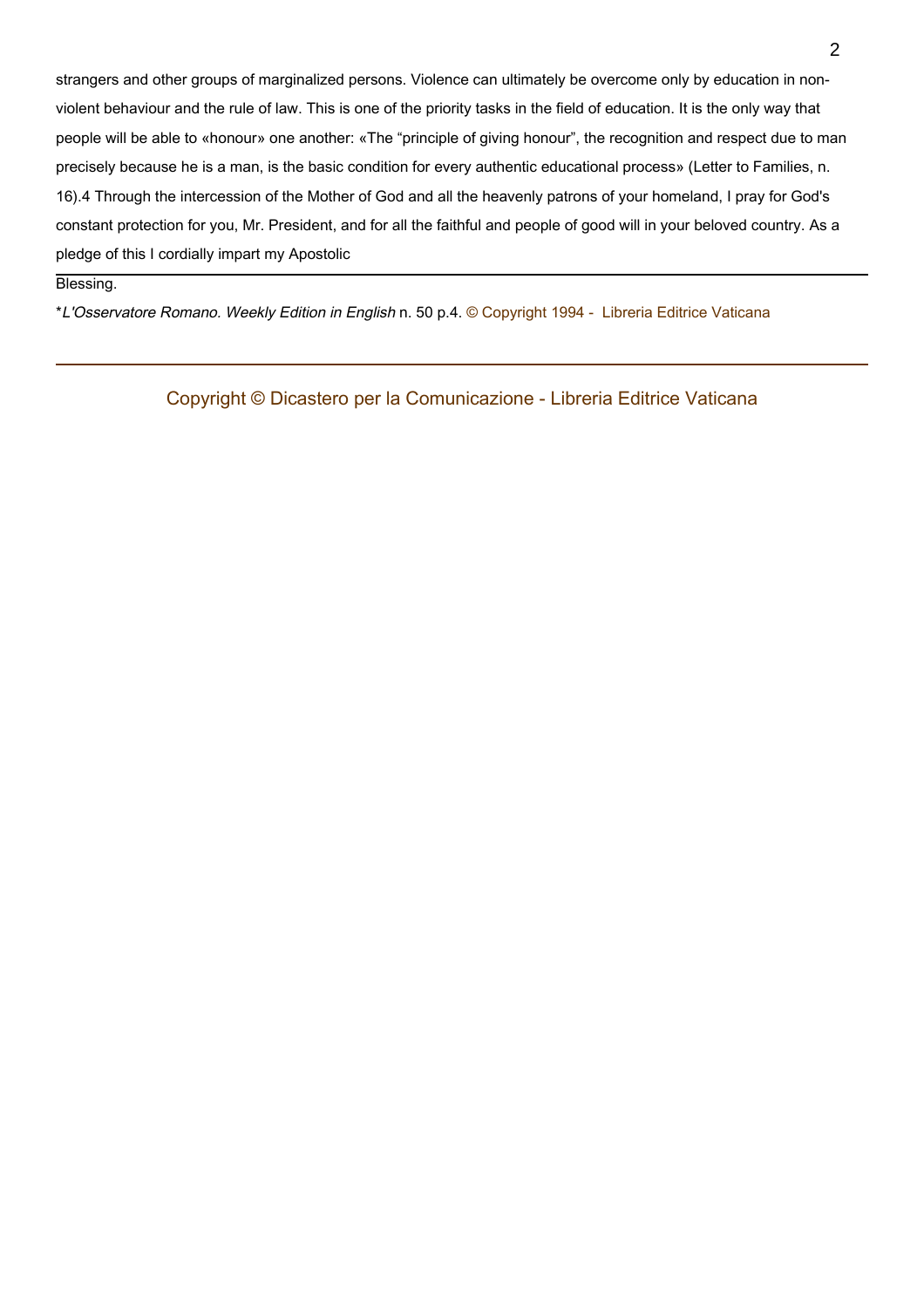strangers and other groups of marginalized persons. Violence can ultimately be overcome only by education in non-violent behaviour and the rule of law. This is one of the priority tasks in the field of education. It is the only way that people will be able to «honour» one another: «The "principle of giving honour", the recognition and respect due to man precisely because he is a man, is the basic condition for every authentic educational process» (Letter to Families, n. 16).4 Through the intercession of the Mother of God and all the heavenly patrons of your homeland, I pray for God's constant protection for you, Mr. President, and for all the faithful and people of good will in your beloved country. As a pledge of this I cordially impart my Apostolic

Blessing.

**L'Osservatore Romano. Weekly Edition in English* n. 50 p.4. © Copyright 1994 - Libreria Editrice Vaticana

---

Copyright © Dicastero per la Comunicazione - Libreria Editrice Vaticana